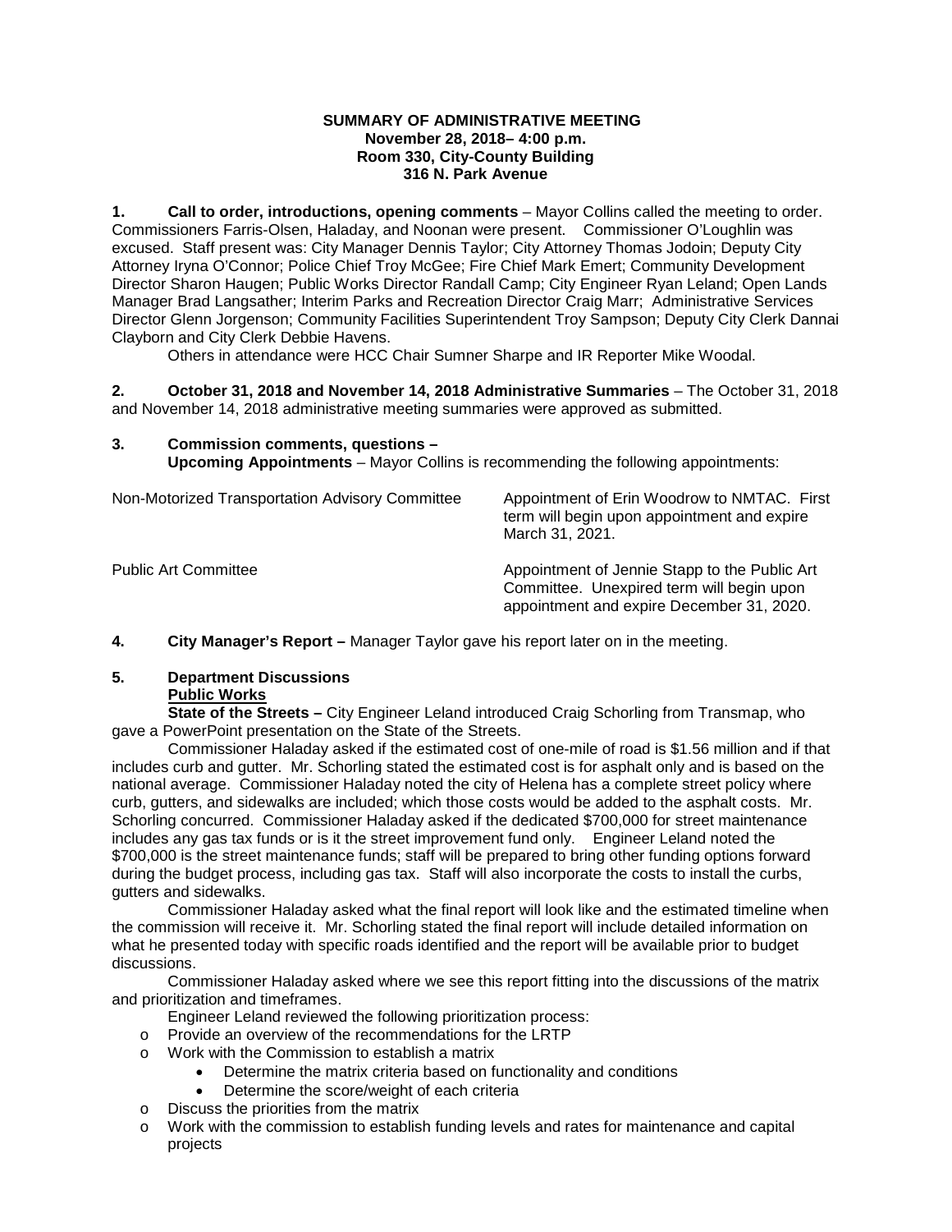**SUMMARY OF ADMINISTRATIVE MEETING**
**November 28, 2018– 4:00 p.m.**
**Room 330, City-County Building**
**316 N. Park Avenue**

**1. Call to order, introductions, opening comments** – Mayor Collins called the meeting to order. Commissioners Farris-Olsen, Haladay, and Noonan were present. Commissioner O'Loughlin was excused. Staff present was: City Manager Dennis Taylor; City Attorney Thomas Jodoin; Deputy City Attorney Iryna O'Connor; Police Chief Troy McGee; Fire Chief Mark Emert; Community Development Director Sharon Haugen; Public Works Director Randall Camp; City Engineer Ryan Leland; Open Lands Manager Brad Langsather; Interim Parks and Recreation Director Craig Marr; Administrative Services Director Glenn Jorgenson; Community Facilities Superintendent Troy Sampson; Deputy City Clerk Dannai Clayborn and City Clerk Debbie Havens.

Others in attendance were HCC Chair Sumner Sharpe and IR Reporter Mike Woodal.

**2. October 31, 2018 and November 14, 2018 Administrative Summaries** – The October 31, 2018 and November 14, 2018 administrative meeting summaries were approved as submitted.

**3. Commission comments, questions –**

**Upcoming Appointments** – Mayor Collins is recommending the following appointments:

| | |
|---|---|
| Non-Motorized Transportation Advisory Committee | Appointment of Erin Woodrow to NMTAC. First term will begin upon appointment and expire March 31, 2021. |
| Public Art Committee | Appointment of Jennie Stapp to the Public Art Committee. Unexpired term will begin upon appointment and expire December 31, 2020. |

**4. City Manager's Report –** Manager Taylor gave his report later on in the meeting.

**5. Department Discussions**

**Public Works**

**State of the Streets –** City Engineer Leland introduced Craig Schorling from Transmap, who gave a PowerPoint presentation on the State of the Streets.

Commissioner Haladay asked if the estimated cost of one-mile of road is $1.56 million and if that includes curb and gutter. Mr. Schorling stated the estimated cost is for asphalt only and is based on the national average. Commissioner Haladay noted the city of Helena has a complete street policy where curb, gutters, and sidewalks are included; which those costs would be added to the asphalt costs. Mr. Schorling concurred. Commissioner Haladay asked if the dedicated $700,000 for street maintenance includes any gas tax funds or is it the street improvement fund only. Engineer Leland noted the $700,000 is the street maintenance funds; staff will be prepared to bring other funding options forward during the budget process, including gas tax. Staff will also incorporate the costs to install the curbs, gutters and sidewalks.

Commissioner Haladay asked what the final report will look like and the estimated timeline when the commission will receive it. Mr. Schorling stated the final report will include detailed information on what he presented today with specific roads identified and the report will be available prior to budget discussions.

Commissioner Haladay asked where we see this report fitting into the discussions of the matrix and prioritization and timeframes.

Engineer Leland reviewed the following prioritization process:

- Provide an overview of the recommendations for the LRTP
- Work with the Commission to establish a matrix
  - Determine the matrix criteria based on functionality and conditions
  - Determine the score/weight of each criteria
- Discuss the priorities from the matrix
- Work with the commission to establish funding levels and rates for maintenance and capital projects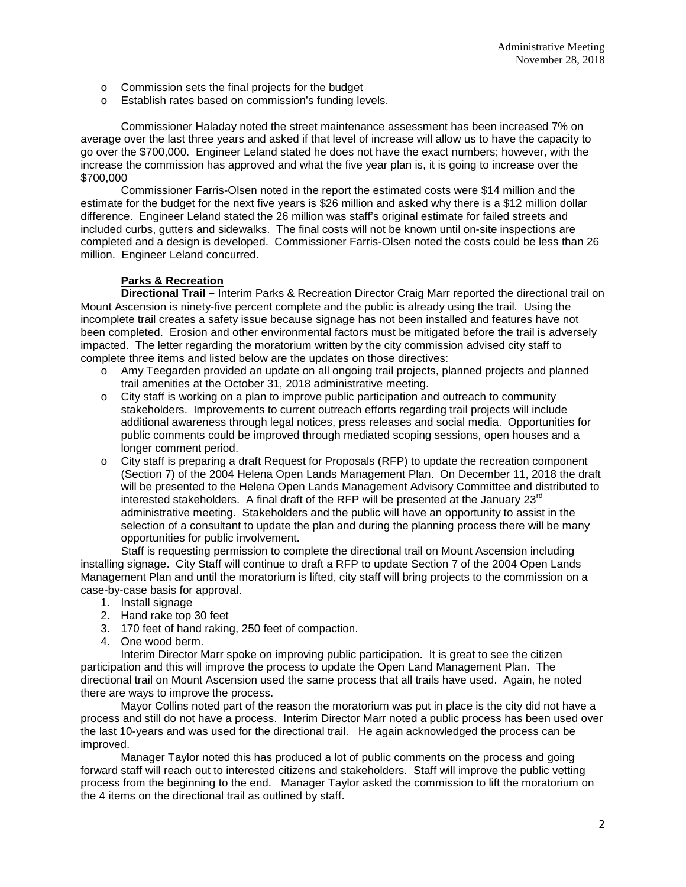- Commission sets the final projects for the budget
- Establish rates based on commission's funding levels.

Commissioner Haladay noted the street maintenance assessment has been increased 7% on average over the last three years and asked if that level of increase will allow us to have the capacity to go over the $700,000. Engineer Leland stated he does not have the exact numbers; however, with the increase the commission has approved and what the five year plan is, it is going to increase over the $700,000

Commissioner Farris-Olsen noted in the report the estimated costs were $14 million and the estimate for the budget for the next five years is $26 million and asked why there is a $12 million dollar difference. Engineer Leland stated the 26 million was staff's original estimate for failed streets and included curbs, gutters and sidewalks. The final costs will not be known until on-site inspections are completed and a design is developed. Commissioner Farris-Olsen noted the costs could be less than 26 million. Engineer Leland concurred.

**Parks & Recreation**

**Directional Trail –** Interim Parks & Recreation Director Craig Marr reported the directional trail on Mount Ascension is ninety-five percent complete and the public is already using the trail. Using the incomplete trail creates a safety issue because signage has not been installed and features have not been completed. Erosion and other environmental factors must be mitigated before the trail is adversely impacted. The letter regarding the moratorium written by the city commission advised city staff to complete three items and listed below are the updates on those directives:

- Amy Teegarden provided an update on all ongoing trail projects, planned projects and planned trail amenities at the October 31, 2018 administrative meeting.
- City staff is working on a plan to improve public participation and outreach to community stakeholders. Improvements to current outreach efforts regarding trail projects will include additional awareness through legal notices, press releases and social media. Opportunities for public comments could be improved through mediated scoping sessions, open houses and a longer comment period.
- City staff is preparing a draft Request for Proposals (RFP) to update the recreation component (Section 7) of the 2004 Helena Open Lands Management Plan. On December 11, 2018 the draft will be presented to the Helena Open Lands Management Advisory Committee and distributed to interested stakeholders. A final draft of the RFP will be presented at the January 23rd administrative meeting. Stakeholders and the public will have an opportunity to assist in the selection of a consultant to update the plan and during the planning process there will be many opportunities for public involvement.

Staff is requesting permission to complete the directional trail on Mount Ascension including installing signage. City Staff will continue to draft a RFP to update Section 7 of the 2004 Open Lands Management Plan and until the moratorium is lifted, city staff will bring projects to the commission on a case-by-case basis for approval.

1. Install signage
2. Hand rake top 30 feet
3. 170 feet of hand raking, 250 feet of compaction.
4. One wood berm.

Interim Director Marr spoke on improving public participation. It is great to see the citizen participation and this will improve the process to update the Open Land Management Plan. The directional trail on Mount Ascension used the same process that all trails have used. Again, he noted there are ways to improve the process.

Mayor Collins noted part of the reason the moratorium was put in place is the city did not have a process and still do not have a process. Interim Director Marr noted a public process has been used over the last 10-years and was used for the directional trail. He again acknowledged the process can be improved.

Manager Taylor noted this has produced a lot of public comments on the process and going forward staff will reach out to interested citizens and stakeholders. Staff will improve the public vetting process from the beginning to the end. Manager Taylor asked the commission to lift the moratorium on the 4 items on the directional trail as outlined by staff.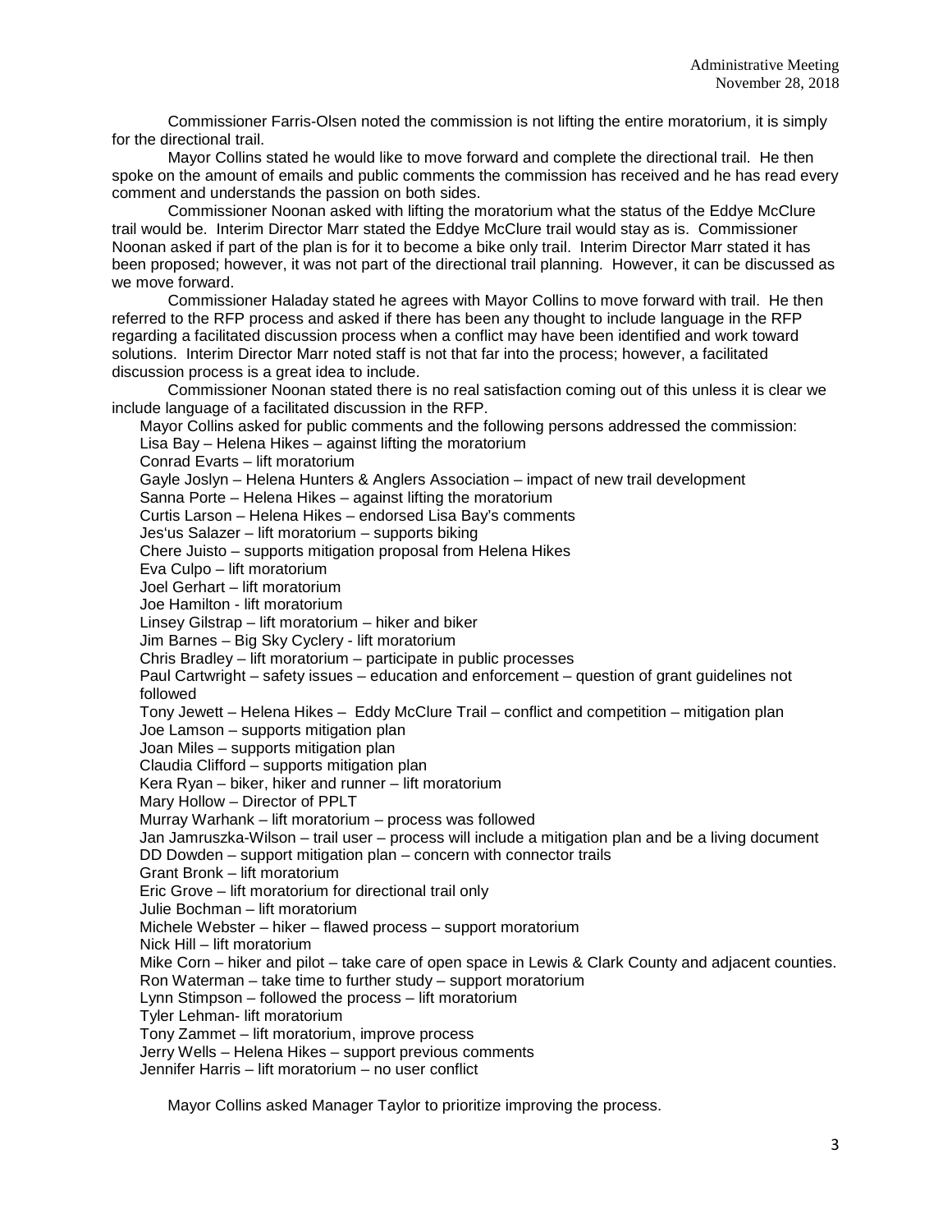Commissioner Farris-Olsen noted the commission is not lifting the entire moratorium, it is simply for the directional trail.

Mayor Collins stated he would like to move forward and complete the directional trail. He then spoke on the amount of emails and public comments the commission has received and he has read every comment and understands the passion on both sides.

Commissioner Noonan asked with lifting the moratorium what the status of the Eddye McClure trail would be. Interim Director Marr stated the Eddye McClure trail would stay as is. Commissioner Noonan asked if part of the plan is for it to become a bike only trail. Interim Director Marr stated it has been proposed; however, it was not part of the directional trail planning. However, it can be discussed as we move forward.

Commissioner Haladay stated he agrees with Mayor Collins to move forward with trail. He then referred to the RFP process and asked if there has been any thought to include language in the RFP regarding a facilitated discussion process when a conflict may have been identified and work toward solutions. Interim Director Marr noted staff is not that far into the process; however, a facilitated discussion process is a great idea to include.

Commissioner Noonan stated there is no real satisfaction coming out of this unless it is clear we include language of a facilitated discussion in the RFP.

Mayor Collins asked for public comments and the following persons addressed the commission:

Lisa Bay – Helena Hikes – against lifting the moratorium
Conrad Evarts – lift moratorium
Gayle Joslyn – Helena Hunters & Anglers Association – impact of new trail development
Sanna Porte – Helena Hikes – against lifting the moratorium
Curtis Larson – Helena Hikes – endorsed Lisa Bay's comments
Jes'us Salazer – lift moratorium – supports biking
Chere Juisto – supports mitigation proposal from Helena Hikes
Eva Culpo – lift moratorium
Joel Gerhart – lift moratorium
Joe Hamilton - lift moratorium
Linsey Gilstrap – lift moratorium – hiker and biker
Jim Barnes – Big Sky Cyclery - lift moratorium
Chris Bradley – lift moratorium – participate in public processes
Paul Cartwright – safety issues – education and enforcement – question of grant guidelines not followed
Tony Jewett – Helena Hikes – Eddy McClure Trail – conflict and competition – mitigation plan
Joe Lamson – supports mitigation plan
Joan Miles – supports mitigation plan
Claudia Clifford – supports mitigation plan
Kera Ryan – biker, hiker and runner – lift moratorium
Mary Hollow – Director of PPLT
Murray Warhank – lift moratorium – process was followed
Jan Jamruszka-Wilson – trail user – process will include a mitigation plan and be a living document
DD Dowden – support mitigation plan – concern with connector trails
Grant Bronk – lift moratorium
Eric Grove – lift moratorium for directional trail only
Julie Bochman – lift moratorium
Michele Webster – hiker – flawed process – support moratorium
Nick Hill – lift moratorium
Mike Corn – hiker and pilot – take care of open space in Lewis & Clark County and adjacent counties.
Ron Waterman – take time to further study – support moratorium
Lynn Stimpson – followed the process – lift moratorium
Tyler Lehman- lift moratorium
Tony Zammet – lift moratorium, improve process
Jerry Wells – Helena Hikes – support previous comments
Jennifer Harris – lift moratorium – no user conflict

Mayor Collins asked Manager Taylor to prioritize improving the process.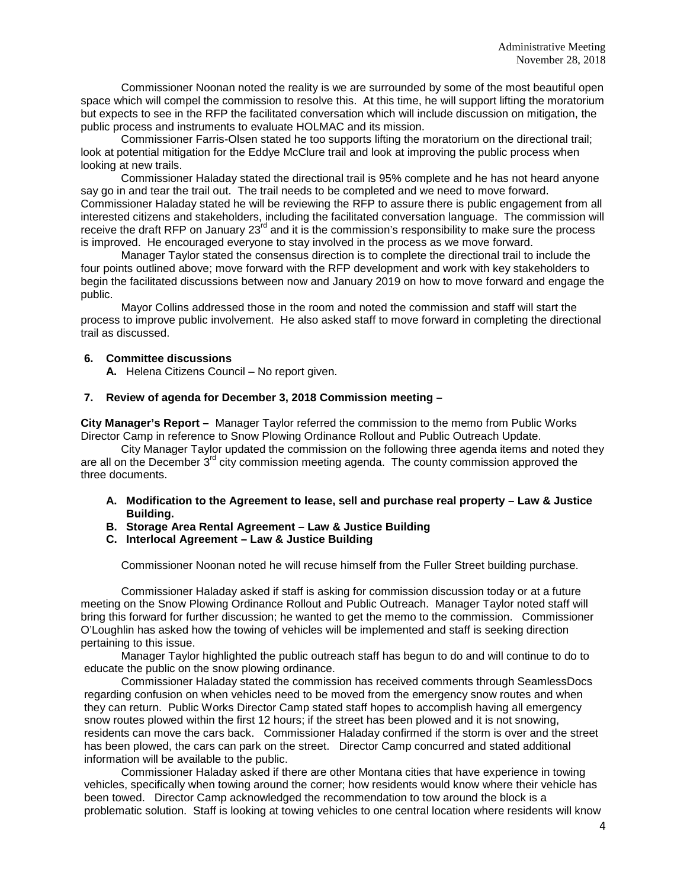Commissioner Noonan noted the reality is we are surrounded by some of the most beautiful open space which will compel the commission to resolve this. At this time, he will support lifting the moratorium but expects to see in the RFP the facilitated conversation which will include discussion on mitigation, the public process and instruments to evaluate HOLMAC and its mission.

Commissioner Farris-Olsen stated he too supports lifting the moratorium on the directional trail; look at potential mitigation for the Eddye McClure trail and look at improving the public process when looking at new trails.

Commissioner Haladay stated the directional trail is 95% complete and he has not heard anyone say go in and tear the trail out. The trail needs to be completed and we need to move forward. Commissioner Haladay stated he will be reviewing the RFP to assure there is public engagement from all interested citizens and stakeholders, including the facilitated conversation language. The commission will receive the draft RFP on January 23rd and it is the commission's responsibility to make sure the process is improved. He encouraged everyone to stay involved in the process as we move forward.

Manager Taylor stated the consensus direction is to complete the directional trail to include the four points outlined above; move forward with the RFP development and work with key stakeholders to begin the facilitated discussions between now and January 2019 on how to move forward and engage the public.

Mayor Collins addressed those in the room and noted the commission and staff will start the process to improve public involvement. He also asked staff to move forward in completing the directional trail as discussed.

**6. Committee discussions**

**A.** Helena Citizens Council – No report given.

**7. Review of agenda for December 3, 2018 Commission meeting –**

**City Manager's Report –** Manager Taylor referred the commission to the memo from Public Works Director Camp in reference to Snow Plowing Ordinance Rollout and Public Outreach Update.

City Manager Taylor updated the commission on the following three agenda items and noted they are all on the December 3rd city commission meeting agenda. The county commission approved the three documents.

**A. Modification to the Agreement to lease, sell and purchase real property – Law & Justice Building.**

**B. Storage Area Rental Agreement – Law & Justice Building**

**C. Interlocal Agreement – Law & Justice Building**

Commissioner Noonan noted he will recuse himself from the Fuller Street building purchase.

Commissioner Haladay asked if staff is asking for commission discussion today or at a future meeting on the Snow Plowing Ordinance Rollout and Public Outreach. Manager Taylor noted staff will bring this forward for further discussion; he wanted to get the memo to the commission. Commissioner O'Loughlin has asked how the towing of vehicles will be implemented and staff is seeking direction pertaining to this issue.

Manager Taylor highlighted the public outreach staff has begun to do and will continue to do to educate the public on the snow plowing ordinance.

Commissioner Haladay stated the commission has received comments through SeamlessDocs regarding confusion on when vehicles need to be moved from the emergency snow routes and when they can return. Public Works Director Camp stated staff hopes to accomplish having all emergency snow routes plowed within the first 12 hours; if the street has been plowed and it is not snowing, residents can move the cars back. Commissioner Haladay confirmed if the storm is over and the street has been plowed, the cars can park on the street. Director Camp concurred and stated additional information will be available to the public.

Commissioner Haladay asked if there are other Montana cities that have experience in towing vehicles, specifically when towing around the corner; how residents would know where their vehicle has been towed. Director Camp acknowledged the recommendation to tow around the block is a problematic solution. Staff is looking at towing vehicles to one central location where residents will know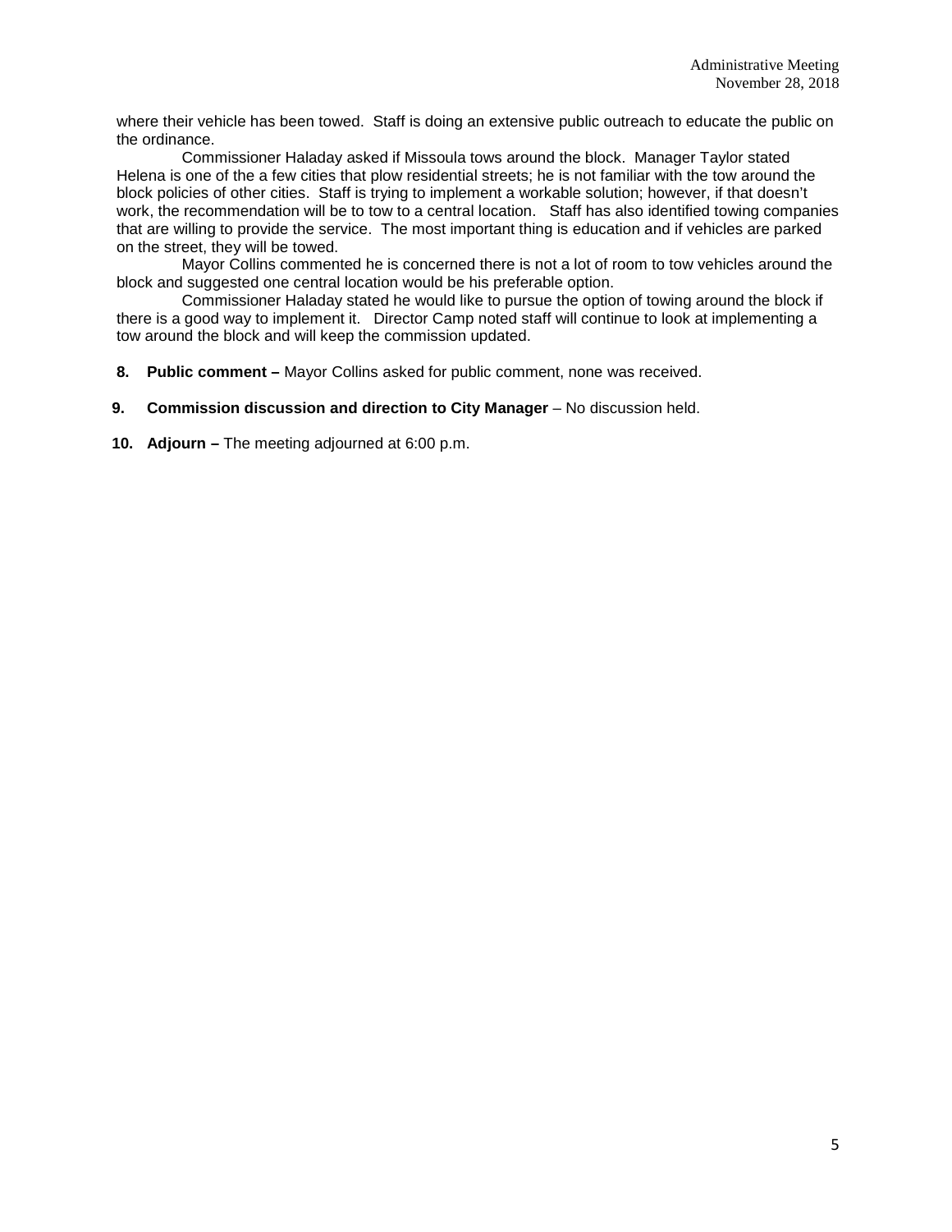where their vehicle has been towed. Staff is doing an extensive public outreach to educate the public on the ordinance.

Commissioner Haladay asked if Missoula tows around the block. Manager Taylor stated Helena is one of the a few cities that plow residential streets; he is not familiar with the tow around the block policies of other cities. Staff is trying to implement a workable solution; however, if that doesn't work, the recommendation will be to tow to a central location. Staff has also identified towing companies that are willing to provide the service. The most important thing is education and if vehicles are parked on the street, they will be towed.

Mayor Collins commented he is concerned there is not a lot of room to tow vehicles around the block and suggested one central location would be his preferable option.

Commissioner Haladay stated he would like to pursue the option of towing around the block if there is a good way to implement it. Director Camp noted staff will continue to look at implementing a tow around the block and will keep the commission updated.

**8. Public comment –** Mayor Collins asked for public comment, none was received.

**9. Commission discussion and direction to City Manager** – No discussion held.

**10. Adjourn –** The meeting adjourned at 6:00 p.m.